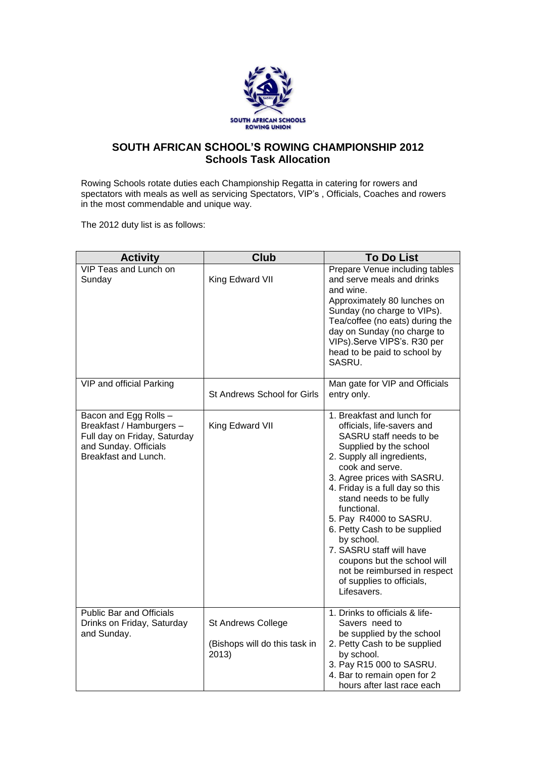# SOUTH AFRICAN SCHOOL'S ROWING CHAMPIONSHIP 2012
## Schools Task Allocation

Rowing Schools rotate duties each Championship Regatta in catering for rowers and spectators with meals as well as servicing Spectators, VIP's , Officials, Coaches and rowers in the most commendable and unique way.

The 2012 duty list is as follows:

| Activity | Club | To Do List |
|---|---|---|
| VIP Teas and Lunch on Sunday | King Edward VII | Prepare Venue including tables and serve meals and drinks and wine.<br>Approximately 80 lunches on Sunday (no charge to VIPs).<br>Tea/coffee (no eats) during the day on Sunday (no charge to VIPs).Serve VIPS's. R30 per head to be paid to school by SASRU. |
| VIP and official Parking | St Andrews School for Girls | Man gate for VIP and Officials entry only. |
| Bacon and Egg Rolls – Breakfast / Hamburgers – Full day on Friday, Saturday and Sunday. Officials Breakfast and Lunch. | King Edward VII | 1. Breakfast and lunch for officials, life-savers and SASRU staff needs to be Supplied by the school<br>2. Supply all ingredients, cook and serve.<br>3. Agree prices with SASRU.<br>4. Friday is a full day so this stand needs to be fully functional.<br>5. Pay R4000 to SASRU.<br>6. Petty Cash to be supplied by school.<br>7. SASRU staff will have coupons but the school will not be reimbursed in respect of supplies to officials, Lifesavers. |
| Public Bar and Officials Drinks on Friday, Saturday and Sunday. | St Andrews College<br><br>(Bishops will do this task in 2013) | 1. Drinks to officials & life-Savers need to be supplied by the school<br>2. Petty Cash to be supplied by school.<br>3. Pay R15 000 to SASRU.<br>4. Bar to remain open for 2 hours after last race each |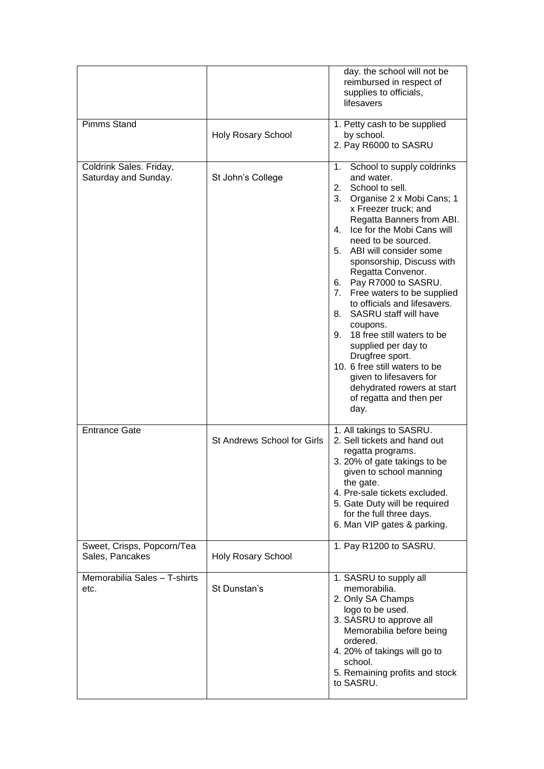|  |  |  |
|---|---|---|
|  |  | day. the school will not be reimbursed in respect of supplies to officials, lifesavers |
| Pimms Stand | Holy Rosary School | 1. Petty cash to be supplied by school.<br>2. Pay R6000 to SASRU |
| Coldrink Sales. Friday, Saturday and Sunday. | St John's College | 1. School to supply coldrinks and water.<br>2. School to sell.<br>3. Organise 2 x Mobi Cans; 1 x Freezer truck; and Regatta Banners from ABI.<br>4. Ice for the Mobi Cans will need to be sourced.<br>5. ABI will consider some sponsorship, Discuss with Regatta Convenor.<br>6. Pay R7000 to SASRU.<br>7. Free waters to be supplied to officials and lifesavers.<br>8. SASRU staff will have coupons.<br>9. 18 free still waters to be supplied per day to Drugfree sport.<br>10. 6 free still waters to be given to lifesavers for dehydrated rowers at start of regatta and then per day. |
| Entrance Gate | St Andrews School for Girls | 1. All takings to SASRU.<br>2. Sell tickets and hand out regatta programs.<br>3. 20% of gate takings to be given to school manning the gate.<br>4. Pre-sale tickets excluded.<br>5. Gate Duty will be required for the full three days.<br>6. Man VIP gates & parking. |
| Sweet, Crisps, Popcorn/Tea Sales, Pancakes | Holy Rosary School | 1. Pay R1200 to SASRU. |
| Memorabilia Sales – T-shirts etc. | St Dunstan's | 1. SASRU to supply all memorabilia.<br>2. Only SA Champs logo to be used.<br>3. SASRU to approve all Memorabilia before being ordered.<br>4. 20% of takings will go to school.<br>5. Remaining profits and stock to SASRU. |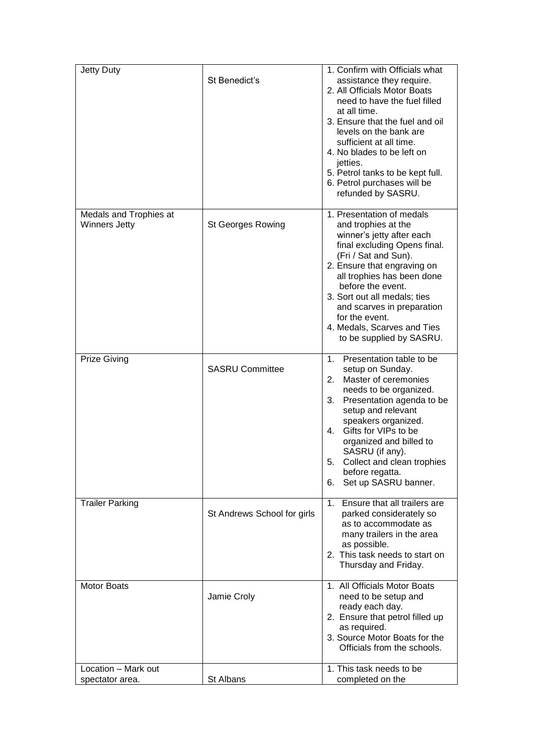| | | |
|---|---|---|
| Jetty Duty | St Benedict's | 1. Confirm with Officials what assistance they require.<br>2. All Officials Motor Boats need to have the fuel filled at all time.<br>3. Ensure that the fuel and oil levels on the bank are sufficient at all time.<br>4. No blades to be left on jetties.<br>5. Petrol tanks to be kept full.<br>6. Petrol purchases will be refunded by SASRU. |
| Medals and Trophies at Winners Jetty | St Georges Rowing | 1. Presentation of medals and trophies at the winner's jetty after each final excluding Opens final. (Fri / Sat and Sun).<br>2. Ensure that engraving on all trophies has been done before the event.<br>3. Sort out all medals; ties and scarves in preparation for the event.<br>4. Medals, Scarves and Ties to be supplied by SASRU. |
| Prize Giving | SASRU Committee | 1. Presentation table to be setup on Sunday.<br>2. Master of ceremonies needs to be organized.<br>3. Presentation agenda to be setup and relevant speakers organized.<br>4. Gifts for VIPs to be organized and billed to SASRU (if any).<br>5. Collect and clean trophies before regatta.<br>6. Set up SASRU banner. |
| Trailer Parking | St Andrews School for girls | 1. Ensure that all trailers are parked considerately so as to accommodate as many trailers in the area as possible.<br>2. This task needs to start on Thursday and Friday. |
| Motor Boats | Jamie Croly | 1. All Officials Motor Boats need to be setup and ready each day.<br>2. Ensure that petrol filled up as required.<br>3. Source Motor Boats for the Officials from the schools. |
| Location – Mark out spectator area. | St Albans | 1. This task needs to be completed on the |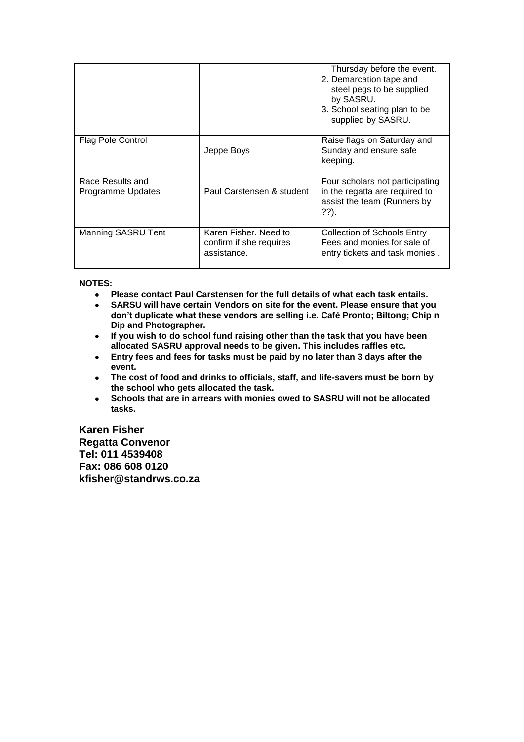| | | |
|---|---|---|
| | | Thursday before the event.<br>2. Demarcation tape and steel pegs to be supplied by SASRU.<br>3. School seating plan to be supplied by SASRU. |
| Flag Pole Control | Jeppe Boys | Raise flags on Saturday and Sunday and ensure safe keeping. |
| Race Results and Programme Updates | Paul Carstensen & student | Four scholars not participating in the regatta are required to assist the team (Runners by ??). |
| Manning SASRU Tent | Karen Fisher. Need to confirm if she requires assistance. | Collection of Schools Entry Fees and monies for sale of entry tickets and task monies . |

**NOTES:**

- **Please contact Paul Carstensen for the full details of what each task entails.**
- **SARSU will have certain Vendors on site for the event. Please ensure that you don't duplicate what these vendors are selling i.e. Café Pronto; Biltong; Chip n Dip and Photographer.**
- **If you wish to do school fund raising other than the task that you have been allocated SASRU approval needs to be given. This includes raffles etc.**
- **Entry fees and fees for tasks must be paid by no later than 3 days after the event.**
- **The cost of food and drinks to officials, staff, and life-savers must be born by the school who gets allocated the task.**
- **Schools that are in arrears with monies owed to SASRU will not be allocated tasks.**

**Karen Fisher**
**Regatta Convenor**
**Tel: 011 4539408**
**Fax: 086 608 0120**
**kfisher@standrws.co.za**